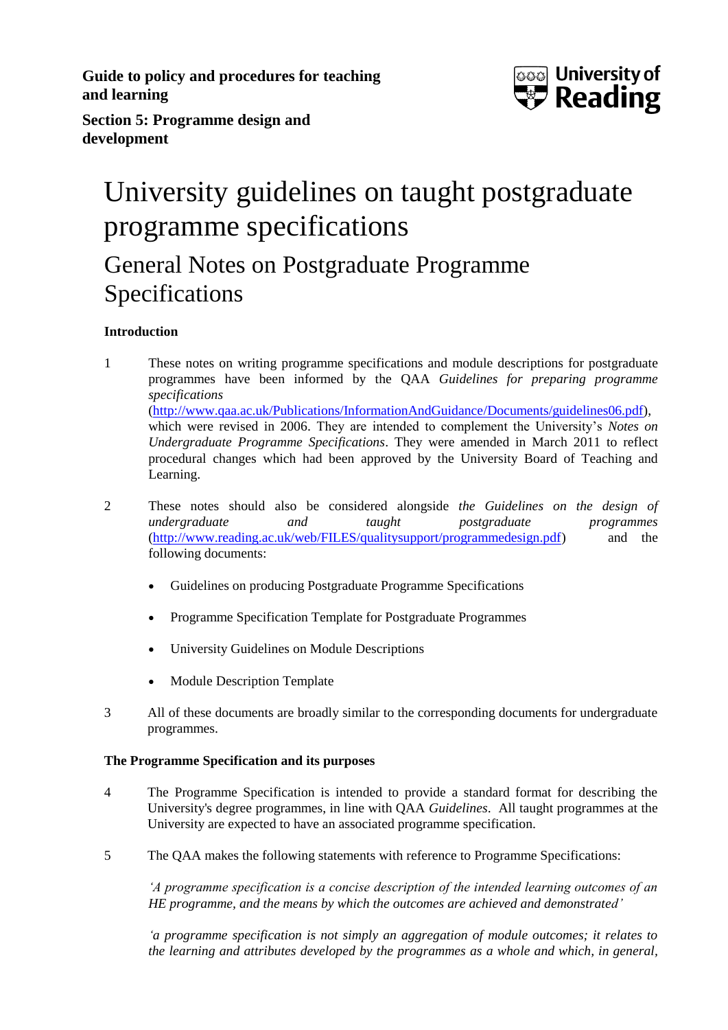**Guide to policy and procedures for teaching and learning**

**Section 5: Programme design and development**

# University guidelines on taught postgraduate programme specifications

## General Notes on Postgraduate Programme Specifications

**Introduction**

1 These notes on writing programme specifications and module descriptions for postgraduate programmes have been informed by the QAA *Guidelines for preparing programme specifications* (http://www.qaa.ac.uk/Publications/InformationAndGuidance/Documents/guidelines06.pdf), which were revised in 2006. They are intended to complement the University's *Notes on Undergraduate Programme Specifications*. They were amended in March 2011 to reflect procedural changes which had been approved by the University Board of Teaching and Learning.

2 These notes should also be considered alongside *the Guidelines on the design of undergraduate and taught postgraduate programmes* (http://www.reading.ac.uk/web/FILES/qualitysupport/programmedesign.pdf) and the following documents:

- Guidelines on producing Postgraduate Programme Specifications
- Programme Specification Template for Postgraduate Programmes
- University Guidelines on Module Descriptions
- Module Description Template

3 All of these documents are broadly similar to the corresponding documents for undergraduate programmes.

**The Programme Specification and its purposes**

4 The Programme Specification is intended to provide a standard format for describing the University's degree programmes, in line with QAA *Guidelines*. All taught programmes at the University are expected to have an associated programme specification.

5 The QAA makes the following statements with reference to Programme Specifications:

*'A programme specification is a concise description of the intended learning outcomes of an HE programme, and the means by which the outcomes are achieved and demonstrated'*

*'a programme specification is not simply an aggregation of module outcomes; it relates to the learning and attributes developed by the programmes as a whole and which, in general,*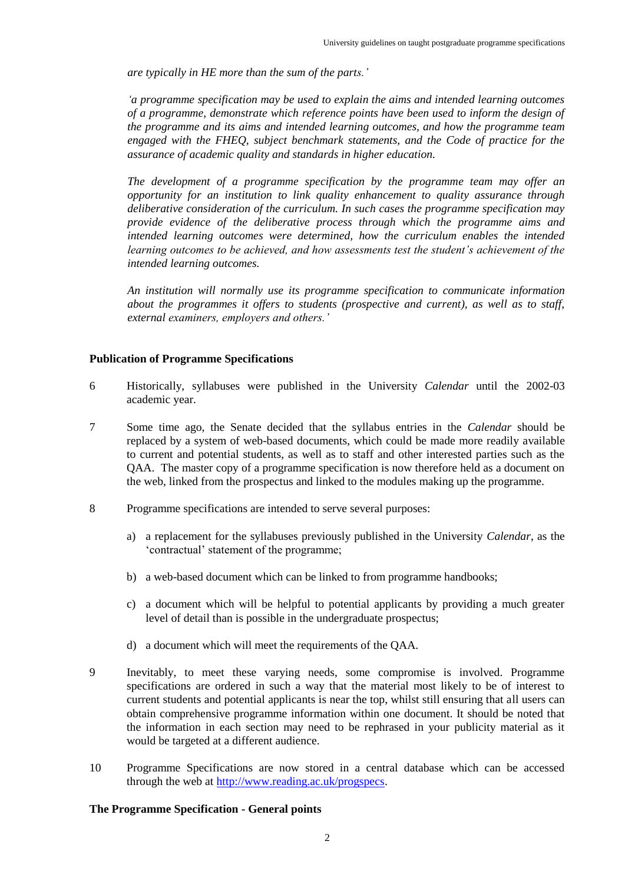*are typically in HE more than the sum of the parts.'*

*'a programme specification may be used to explain the aims and intended learning outcomes of a programme, demonstrate which reference points have been used to inform the design of the programme and its aims and intended learning outcomes, and how the programme team engaged with the FHEQ, subject benchmark statements, and the Code of practice for the assurance of academic quality and standards in higher education.*

*The development of a programme specification by the programme team may offer an opportunity for an institution to link quality enhancement to quality assurance through deliberative consideration of the curriculum. In such cases the programme specification may provide evidence of the deliberative process through which the programme aims and intended learning outcomes were determined, how the curriculum enables the intended learning outcomes to be achieved, and how assessments test the student's achievement of the intended learning outcomes.*

*An institution will normally use its programme specification to communicate information about the programmes it offers to students (prospective and current), as well as to staff, external examiners, employers and others.'*

**Publication of Programme Specifications**

6 Historically, syllabuses were published in the University *Calendar* until the 2002-03 academic year.

7 Some time ago, the Senate decided that the syllabus entries in the *Calendar* should be replaced by a system of web-based documents, which could be made more readily available to current and potential students, as well as to staff and other interested parties such as the QAA. The master copy of a programme specification is now therefore held as a document on the web, linked from the prospectus and linked to the modules making up the programme.

8 Programme specifications are intended to serve several purposes:

a) a replacement for the syllabuses previously published in the University *Calendar*, as the 'contractual' statement of the programme;

b) a web-based document which can be linked to from programme handbooks;

c) a document which will be helpful to potential applicants by providing a much greater level of detail than is possible in the undergraduate prospectus;

d) a document which will meet the requirements of the QAA.

9 Inevitably, to meet these varying needs, some compromise is involved. Programme specifications are ordered in such a way that the material most likely to be of interest to current students and potential applicants is near the top, whilst still ensuring that all users can obtain comprehensive programme information within one document. It should be noted that the information in each section may need to be rephrased in your publicity material as it would be targeted at a different audience.

10 Programme Specifications are now stored in a central database which can be accessed through the web at http://www.reading.ac.uk/progspecs.

**The Programme Specification - General points**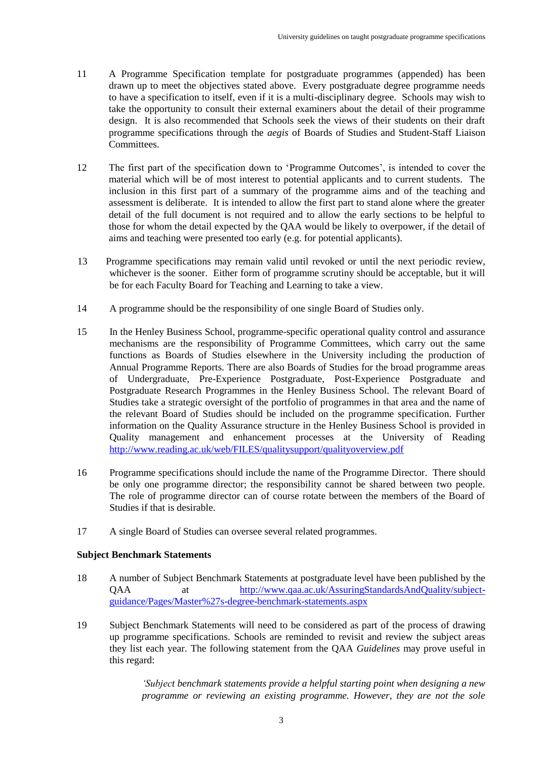11 A Programme Specification template for postgraduate programmes (appended) has been drawn up to meet the objectives stated above. Every postgraduate degree programme needs to have a specification to itself, even if it is a multi-disciplinary degree. Schools may wish to take the opportunity to consult their external examiners about the detail of their programme design. It is also recommended that Schools seek the views of their students on their draft programme specifications through the *aegis* of Boards of Studies and Student-Staff Liaison Committees.

12 The first part of the specification down to 'Programme Outcomes', is intended to cover the material which will be of most interest to potential applicants and to current students. The inclusion in this first part of a summary of the programme aims and of the teaching and assessment is deliberate. It is intended to allow the first part to stand alone where the greater detail of the full document is not required and to allow the early sections to be helpful to those for whom the detail expected by the QAA would be likely to overpower, if the detail of aims and teaching were presented too early (e.g. for potential applicants).

13 Programme specifications may remain valid until revoked or until the next periodic review, whichever is the sooner. Either form of programme scrutiny should be acceptable, but it will be for each Faculty Board for Teaching and Learning to take a view.

14 A programme should be the responsibility of one single Board of Studies only.

15 In the Henley Business School, programme-specific operational quality control and assurance mechanisms are the responsibility of Programme Committees, which carry out the same functions as Boards of Studies elsewhere in the University including the production of Annual Programme Reports. There are also Boards of Studies for the broad programme areas of Undergraduate, Pre-Experience Postgraduate, Post-Experience Postgraduate and Postgraduate Research Programmes in the Henley Business School. The relevant Board of Studies take a strategic oversight of the portfolio of programmes in that area and the name of the relevant Board of Studies should be included on the programme specification. Further information on the Quality Assurance structure in the Henley Business School is provided in Quality management and enhancement processes at the University of Reading http://www.reading.ac.uk/web/FILES/qualitysupport/qualityoverview.pdf

16 Programme specifications should include the name of the Programme Director. There should be only one programme director; the responsibility cannot be shared between two people. The role of programme director can of course rotate between the members of the Board of Studies if that is desirable.

17 A single Board of Studies can oversee several related programmes.

**Subject Benchmark Statements**

18 A number of Subject Benchmark Statements at postgraduate level have been published by the QAA at http://www.qaa.ac.uk/AssuringStandardsAndQuality/subject-guidance/Pages/Master%27s-degree-benchmark-statements.aspx

19 Subject Benchmark Statements will need to be considered as part of the process of drawing up programme specifications. Schools are reminded to revisit and review the subject areas they list each year. The following statement from the QAA *Guidelines* may prove useful in this regard:

> *'Subject benchmark statements provide a helpful starting point when designing a new programme or reviewing an existing programme. However, they are not the sole*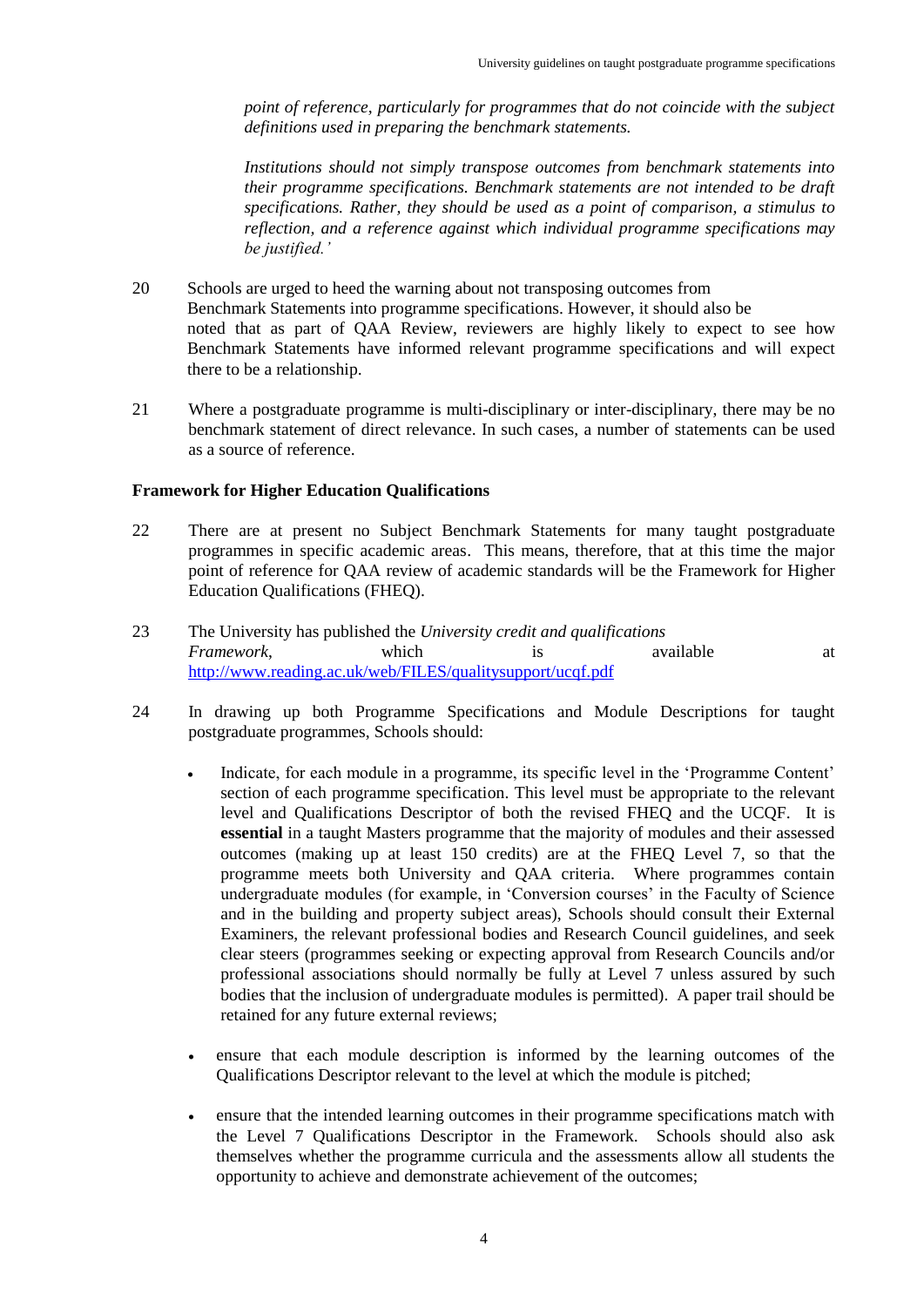*point of reference, particularly for programmes that do not coincide with the subject definitions used in preparing the benchmark statements.*

*Institutions should not simply transpose outcomes from benchmark statements into their programme specifications. Benchmark statements are not intended to be draft specifications. Rather, they should be used as a point of comparison, a stimulus to reflection, and a reference against which individual programme specifications may be justified.'*

20 Schools are urged to heed the warning about not transposing outcomes from Benchmark Statements into programme specifications. However, it should also be noted that as part of QAA Review, reviewers are highly likely to expect to see how Benchmark Statements have informed relevant programme specifications and will expect there to be a relationship.

21 Where a postgraduate programme is multi-disciplinary or inter-disciplinary, there may be no benchmark statement of direct relevance. In such cases, a number of statements can be used as a source of reference.

**Framework for Higher Education Qualifications**

22 There are at present no Subject Benchmark Statements for many taught postgraduate programmes in specific academic areas. This means, therefore, that at this time the major point of reference for QAA review of academic standards will be the Framework for Higher Education Qualifications (FHEQ).

23 The University has published the *University credit and qualifications Framework*, which is available at http://www.reading.ac.uk/web/FILES/qualitysupport/ucqf.pdf

24 In drawing up both Programme Specifications and Module Descriptions for taught postgraduate programmes, Schools should:

- Indicate, for each module in a programme, its specific level in the 'Programme Content' section of each programme specification. This level must be appropriate to the relevant level and Qualifications Descriptor of both the revised FHEQ and the UCQF. It is **essential** in a taught Masters programme that the majority of modules and their assessed outcomes (making up at least 150 credits) are at the FHEQ Level 7, so that the programme meets both University and QAA criteria. Where programmes contain undergraduate modules (for example, in 'Conversion courses' in the Faculty of Science and in the building and property subject areas), Schools should consult their External Examiners, the relevant professional bodies and Research Council guidelines, and seek clear steers (programmes seeking or expecting approval from Research Councils and/or professional associations should normally be fully at Level 7 unless assured by such bodies that the inclusion of undergraduate modules is permitted). A paper trail should be retained for any future external reviews;

- ensure that each module description is informed by the learning outcomes of the Qualifications Descriptor relevant to the level at which the module is pitched;

- ensure that the intended learning outcomes in their programme specifications match with the Level 7 Qualifications Descriptor in the Framework. Schools should also ask themselves whether the programme curricula and the assessments allow all students the opportunity to achieve and demonstrate achievement of the outcomes;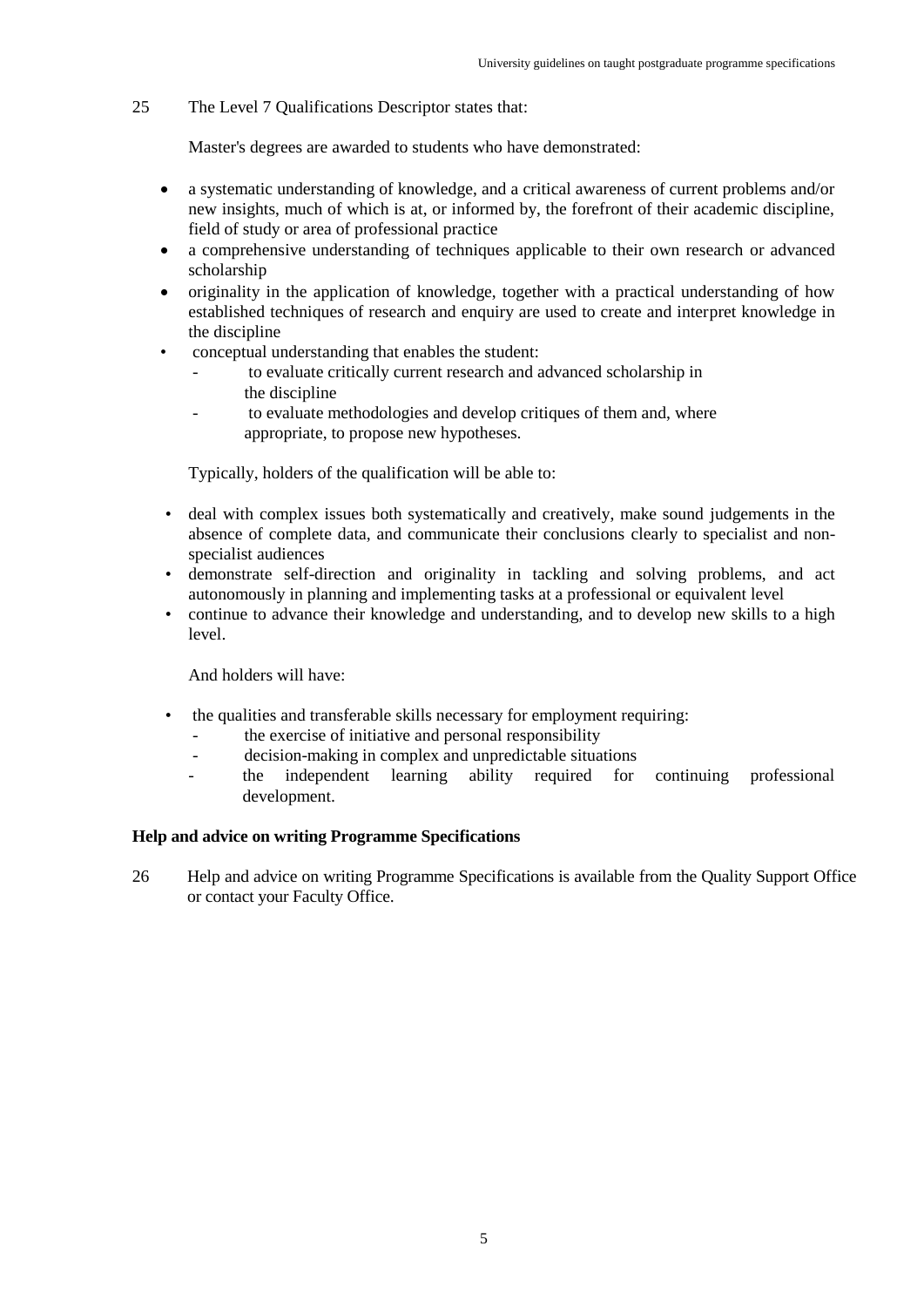25 The Level 7 Qualifications Descriptor states that:

Master's degrees are awarded to students who have demonstrated:

- a systematic understanding of knowledge, and a critical awareness of current problems and/or new insights, much of which is at, or informed by, the forefront of their academic discipline, field of study or area of professional practice
- a comprehensive understanding of techniques applicable to their own research or advanced scholarship
- originality in the application of knowledge, together with a practical understanding of how established techniques of research and enquiry are used to create and interpret knowledge in the discipline
- conceptual understanding that enables the student:
  - to evaluate critically current research and advanced scholarship in the discipline
  - to evaluate methodologies and develop critiques of them and, where appropriate, to propose new hypotheses.

Typically, holders of the qualification will be able to:

- deal with complex issues both systematically and creatively, make sound judgements in the absence of complete data, and communicate their conclusions clearly to specialist and non-specialist audiences
- demonstrate self-direction and originality in tackling and solving problems, and act autonomously in planning and implementing tasks at a professional or equivalent level
- continue to advance their knowledge and understanding, and to develop new skills to a high level.

And holders will have:

- the qualities and transferable skills necessary for employment requiring:
  - the exercise of initiative and personal responsibility
  - decision-making in complex and unpredictable situations
  - the independent learning ability required for continuing professional development.

**Help and advice on writing Programme Specifications**

26 Help and advice on writing Programme Specifications is available from the Quality Support Office or contact your Faculty Office.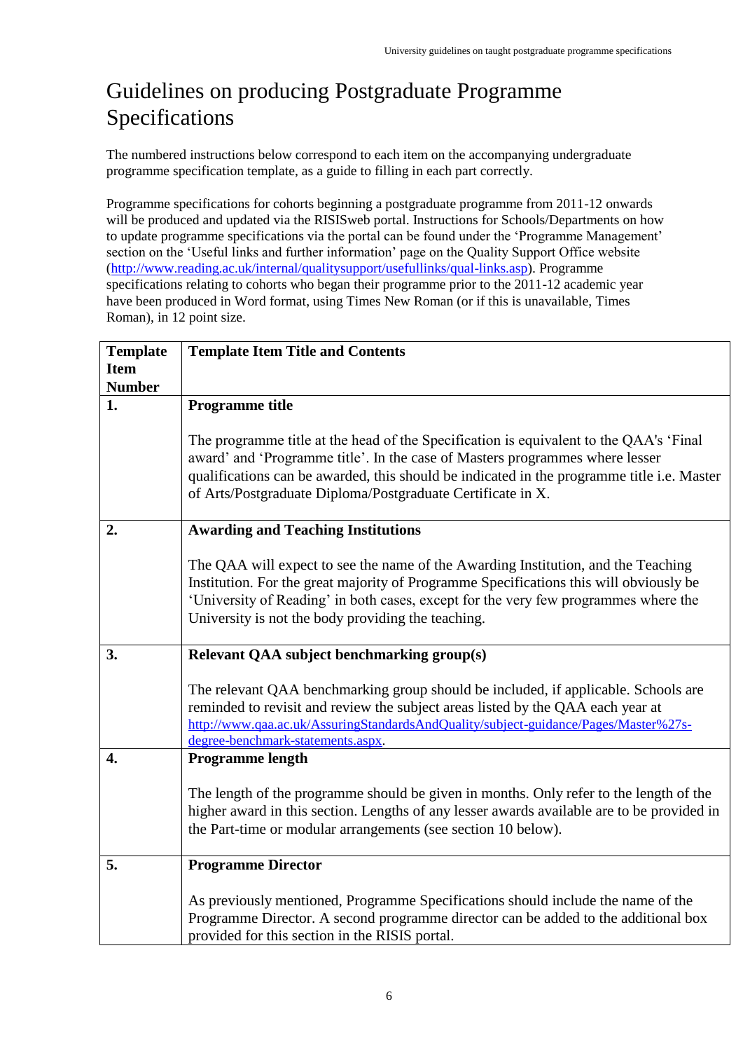# Guidelines on producing Postgraduate Programme Specifications

The numbered instructions below correspond to each item on the accompanying undergraduate programme specification template, as a guide to filling in each part correctly.

Programme specifications for cohorts beginning a postgraduate programme from 2011-12 onwards will be produced and updated via the RISISweb portal. Instructions for Schools/Departments on how to update programme specifications via the portal can be found under the 'Programme Management' section on the 'Useful links and further information' page on the Quality Support Office website (http://www.reading.ac.uk/internal/qualitysupport/usefullinks/qual-links.asp). Programme specifications relating to cohorts who began their programme prior to the 2011-12 academic year have been produced in Word format, using Times New Roman (or if this is unavailable, Times Roman), in 12 point size.

| Template Item Number | Template Item Title and Contents |
|---|---|
| **1.** | **Programme title**<br><br>The programme title at the head of the Specification is equivalent to the QAA's 'Final award' and 'Programme title'. In the case of Masters programmes where lesser qualifications can be awarded, this should be indicated in the programme title i.e. Master of Arts/Postgraduate Diploma/Postgraduate Certificate in X. |
| **2.** | **Awarding and Teaching Institutions**<br><br>The QAA will expect to see the name of the Awarding Institution, and the Teaching Institution. For the great majority of Programme Specifications this will obviously be 'University of Reading' in both cases, except for the very few programmes where the University is not the body providing the teaching. |
| **3.** | **Relevant QAA subject benchmarking group(s)**<br><br>The relevant QAA benchmarking group should be included, if applicable. Schools are reminded to revisit and review the subject areas listed by the QAA each year at http://www.qaa.ac.uk/AssuringStandardsAndQuality/subject-guidance/Pages/Master%27s-degree-benchmark-statements.aspx. |
| **4.** | **Programme length**<br><br>The length of the programme should be given in months. Only refer to the length of the higher award in this section. Lengths of any lesser awards available are to be provided in the Part-time or modular arrangements (see section 10 below). |
| **5.** | **Programme Director**<br><br>As previously mentioned, Programme Specifications should include the name of the Programme Director. A second programme director can be added to the additional box provided for this section in the RISIS portal. |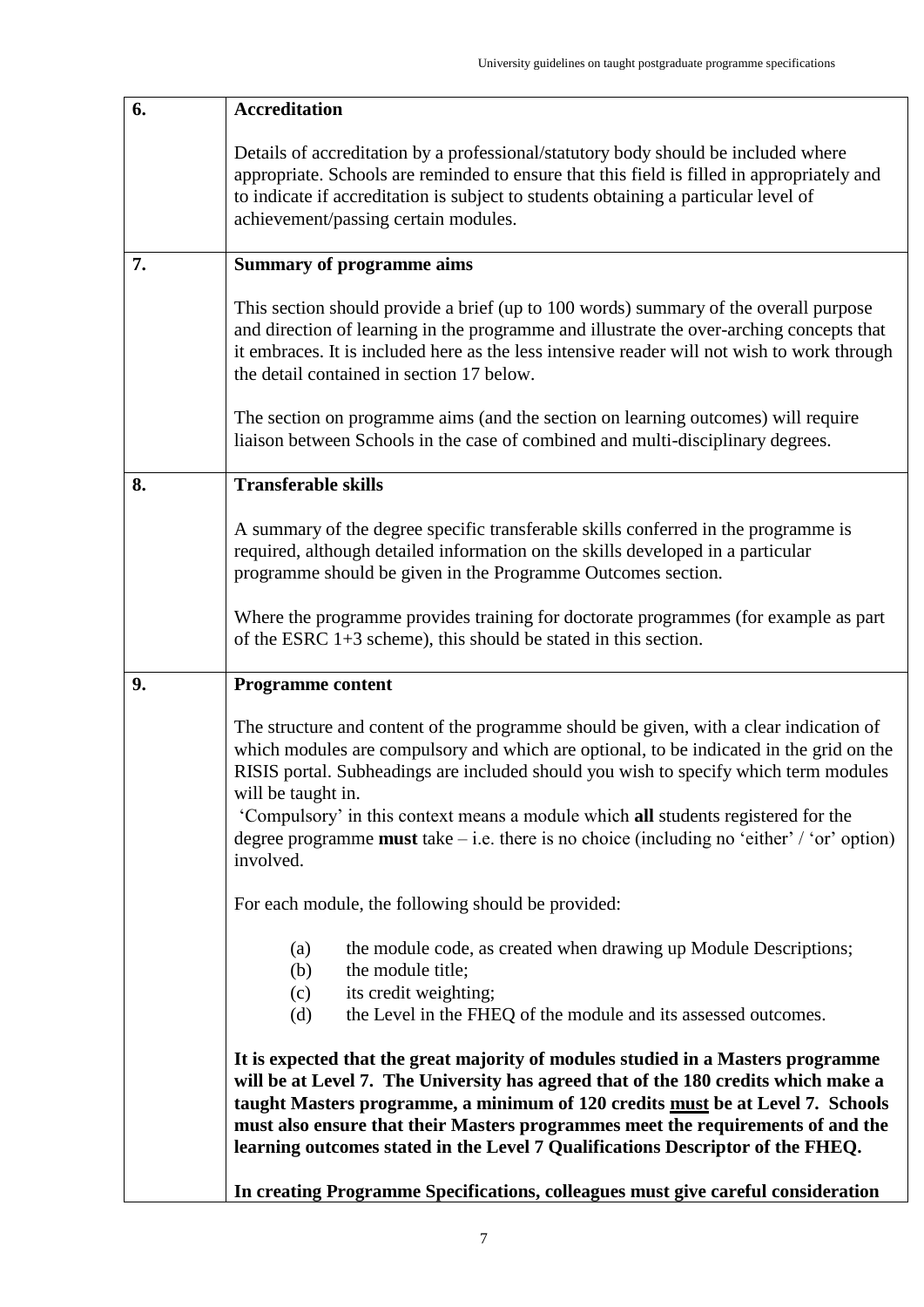| | |
|---|---|
| **6.** | **Accreditation**<br><br>Details of accreditation by a professional/statutory body should be included where appropriate. Schools are reminded to ensure that this field is filled in appropriately and to indicate if accreditation is subject to students obtaining a particular level of achievement/passing certain modules. |
| **7.** | **Summary of programme aims**<br><br>This section should provide a brief (up to 100 words) summary of the overall purpose and direction of learning in the programme and illustrate the over-arching concepts that it embraces. It is included here as the less intensive reader will not wish to work through the detail contained in section 17 below.<br><br>The section on programme aims (and the section on learning outcomes) will require liaison between Schools in the case of combined and multi-disciplinary degrees. |
| **8.** | **Transferable skills**<br><br>A summary of the degree specific transferable skills conferred in the programme is required, although detailed information on the skills developed in a particular programme should be given in the Programme Outcomes section.<br><br>Where the programme provides training for doctorate programmes (for example as part of the ESRC 1+3 scheme), this should be stated in this section. |
| **9.** | **Programme content**<br><br>The structure and content of the programme should be given, with a clear indication of which modules are compulsory and which are optional, to be indicated in the grid on the RISIS portal. Subheadings are included should you wish to specify which term modules will be taught in.<br>'Compulsory' in this context means a module which **all** students registered for the degree programme **must** take – i.e. there is no choice (including no 'either' / 'or' option) involved.<br><br>For each module, the following should be provided:<br><br>(a) the module code, as created when drawing up Module Descriptions;<br>(b) the module title;<br>(c) its credit weighting;<br>(d) the Level in the FHEQ of the module and its assessed outcomes.<br><br>**It is expected that the great majority of modules studied in a Masters programme will be at Level 7. The University has agreed that of the 180 credits which make a taught Masters programme, a minimum of 120 credits <u>must</u> be at Level 7. Schools must also ensure that their Masters programmes meet the requirements of and the learning outcomes stated in the Level 7 Qualifications Descriptor of the FHEQ.**<br><br>**In creating Programme Specifications, colleagues must give careful consideration** |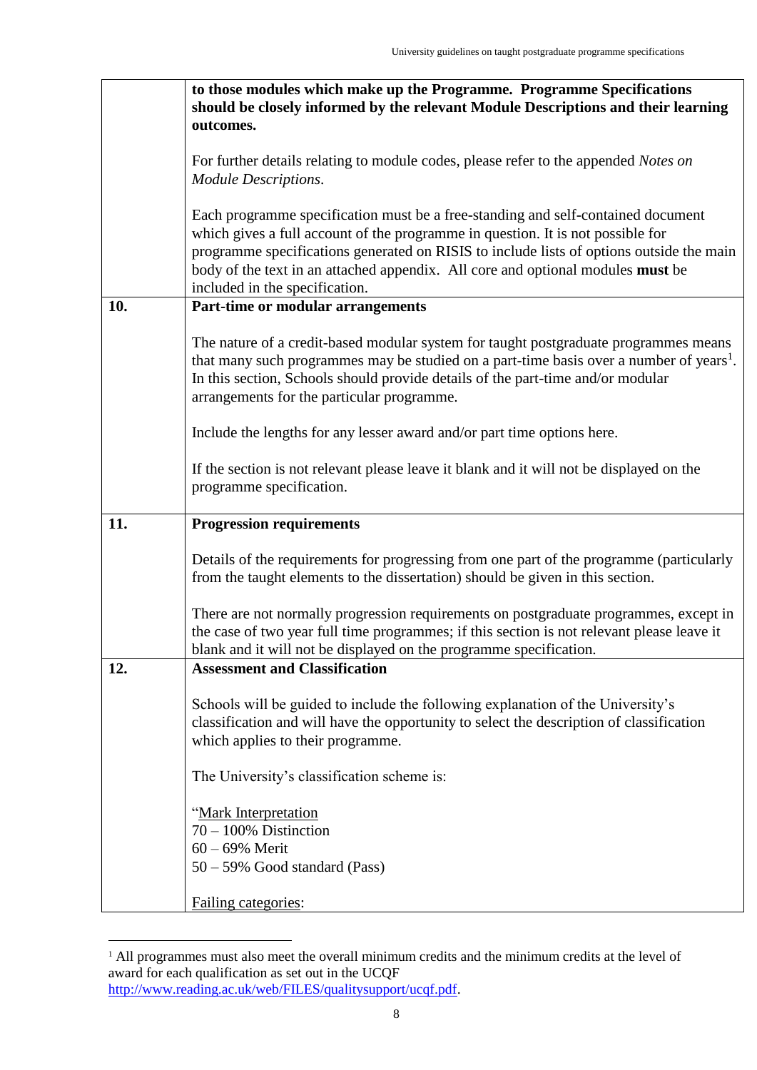| | |
|---|---|
| | **to those modules which make up the Programme. Programme Specifications should be closely informed by the relevant Module Descriptions and their learning outcomes.**<br><br>For further details relating to module codes, please refer to the appended *Notes on Module Descriptions*.<br><br>Each programme specification must be a free-standing and self-contained document which gives a full account of the programme in question. It is not possible for programme specifications generated on RISIS to include lists of options outside the main body of the text in an attached appendix. All core and optional modules **must** be included in the specification. |
| **10.** | **Part-time or modular arrangements**<br><br>The nature of a credit-based modular system for taught postgraduate programmes means that many such programmes may be studied on a part-time basis over a number of years[1]. In this section, Schools should provide details of the part-time and/or modular arrangements for the particular programme.<br><br>Include the lengths for any lesser award and/or part time options here.<br><br>If the section is not relevant please leave it blank and it will not be displayed on the programme specification. |
| **11.** | **Progression requirements**<br><br>Details of the requirements for progressing from one part of the programme (particularly from the taught elements to the dissertation) should be given in this section.<br><br>There are not normally progression requirements on postgraduate programmes, except in the case of two year full time programmes; if this section is not relevant please leave it blank and it will not be displayed on the programme specification. |
| **12.** | **Assessment and Classification**<br><br>Schools will be guided to include the following explanation of the University's classification and will have the opportunity to select the description of classification which applies to their programme.<br><br>The University's classification scheme is:<br><br>"Mark Interpretation<br>70 – 100% Distinction<br>60 – 69% Merit<br>50 – 59% Good standard (Pass)<br><br>Failing categories: |

[1] All programmes must also meet the overall minimum credits and the minimum credits at the level of award for each qualification as set out in the UCQF http://www.reading.ac.uk/web/FILES/qualitysupport/ucqf.pdf.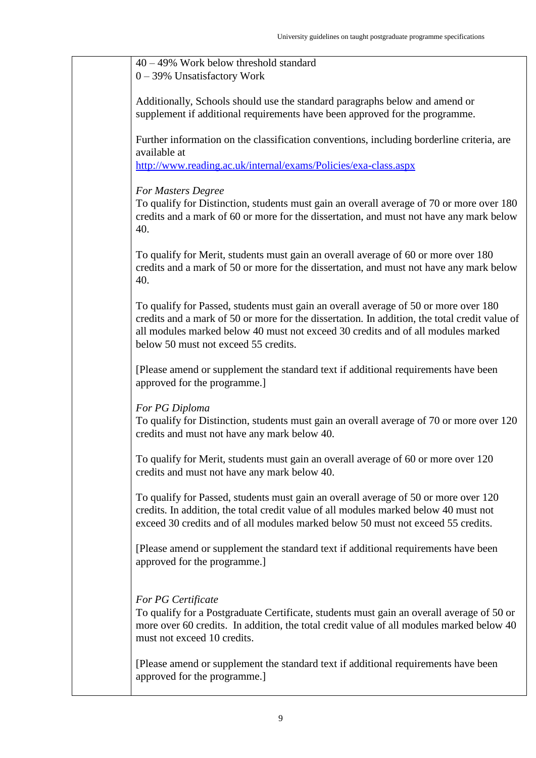40 – 49% Work below threshold standard
0 – 39% Unsatisfactory Work

Additionally, Schools should use the standard paragraphs below and amend or supplement if additional requirements have been approved for the programme.

Further information on the classification conventions, including borderline criteria, are available at
[http://www.reading.ac.uk/internal/exams/Policies/exa-class.aspx](http://www.reading.ac.uk/internal/exams/Policies/exa-class.aspx)

*For Masters Degree*
To qualify for Distinction, students must gain an overall average of 70 or more over 180 credits and a mark of 60 or more for the dissertation, and must not have any mark below 40.

To qualify for Merit, students must gain an overall average of 60 or more over 180 credits and a mark of 50 or more for the dissertation, and must not have any mark below 40.

To qualify for Passed, students must gain an overall average of 50 or more over 180 credits and a mark of 50 or more for the dissertation. In addition, the total credit value of all modules marked below 40 must not exceed 30 credits and of all modules marked below 50 must not exceed 55 credits.

[Please amend or supplement the standard text if additional requirements have been approved for the programme.]

*For PG Diploma*
To qualify for Distinction, students must gain an overall average of 70 or more over 120 credits and must not have any mark below 40.

To qualify for Merit, students must gain an overall average of 60 or more over 120 credits and must not have any mark below 40.

To qualify for Passed, students must gain an overall average of 50 or more over 120 credits. In addition, the total credit value of all modules marked below 40 must not exceed 30 credits and of all modules marked below 50 must not exceed 55 credits.

[Please amend or supplement the standard text if additional requirements have been approved for the programme.]

*For PG Certificate*
To qualify for a Postgraduate Certificate, students must gain an overall average of 50 or more over 60 credits. In addition, the total credit value of all modules marked below 40 must not exceed 10 credits.

[Please amend or supplement the standard text if additional requirements have been approved for the programme.]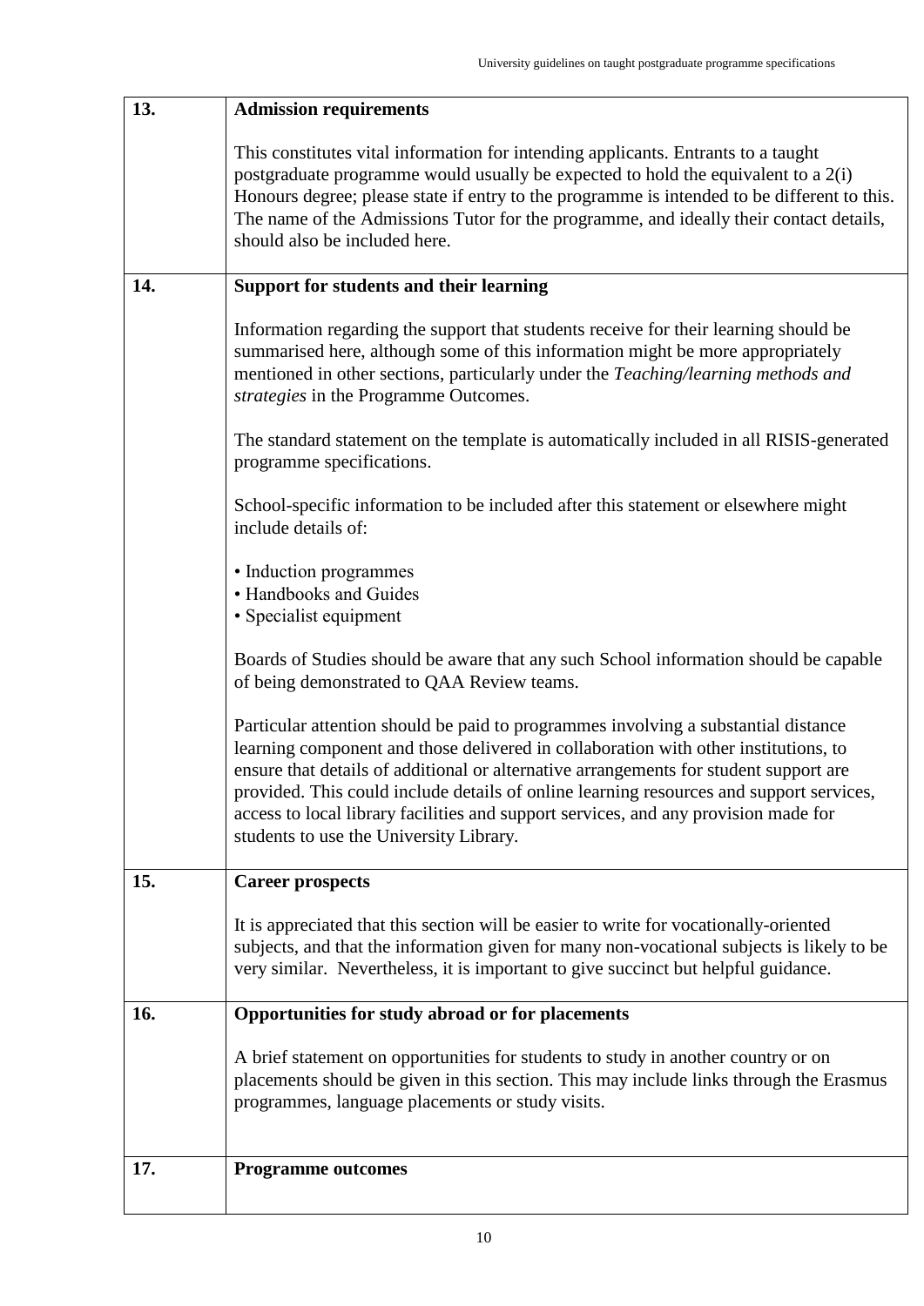| | |
|---|---|
| **13.** | **Admission requirements**<br><br>This constitutes vital information for intending applicants. Entrants to a taught postgraduate programme would usually be expected to hold the equivalent to a 2(i) Honours degree; please state if entry to the programme is intended to be different to this. The name of the Admissions Tutor for the programme, and ideally their contact details, should also be included here. |
| **14.** | **Support for students and their learning**<br><br>Information regarding the support that students receive for their learning should be summarised here, although some of this information might be more appropriately mentioned in other sections, particularly under the *Teaching/learning methods and strategies* in the Programme Outcomes.<br><br>The standard statement on the template is automatically included in all RISIS-generated programme specifications.<br><br>School-specific information to be included after this statement or elsewhere might include details of:<br><br>• Induction programmes<br>• Handbooks and Guides<br>• Specialist equipment<br><br>Boards of Studies should be aware that any such School information should be capable of being demonstrated to QAA Review teams.<br><br>Particular attention should be paid to programmes involving a substantial distance learning component and those delivered in collaboration with other institutions, to ensure that details of additional or alternative arrangements for student support are provided. This could include details of online learning resources and support services, access to local library facilities and support services, and any provision made for students to use the University Library. |
| **15.** | **Career prospects**<br><br>It is appreciated that this section will be easier to write for vocationally-oriented subjects, and that the information given for many non-vocational subjects is likely to be very similar. Nevertheless, it is important to give succinct but helpful guidance. |
| **16.** | **Opportunities for study abroad or for placements**<br><br>A brief statement on opportunities for students to study in another country or on placements should be given in this section. This may include links through the Erasmus programmes, language placements or study visits. |
| **17.** | **Programme outcomes** |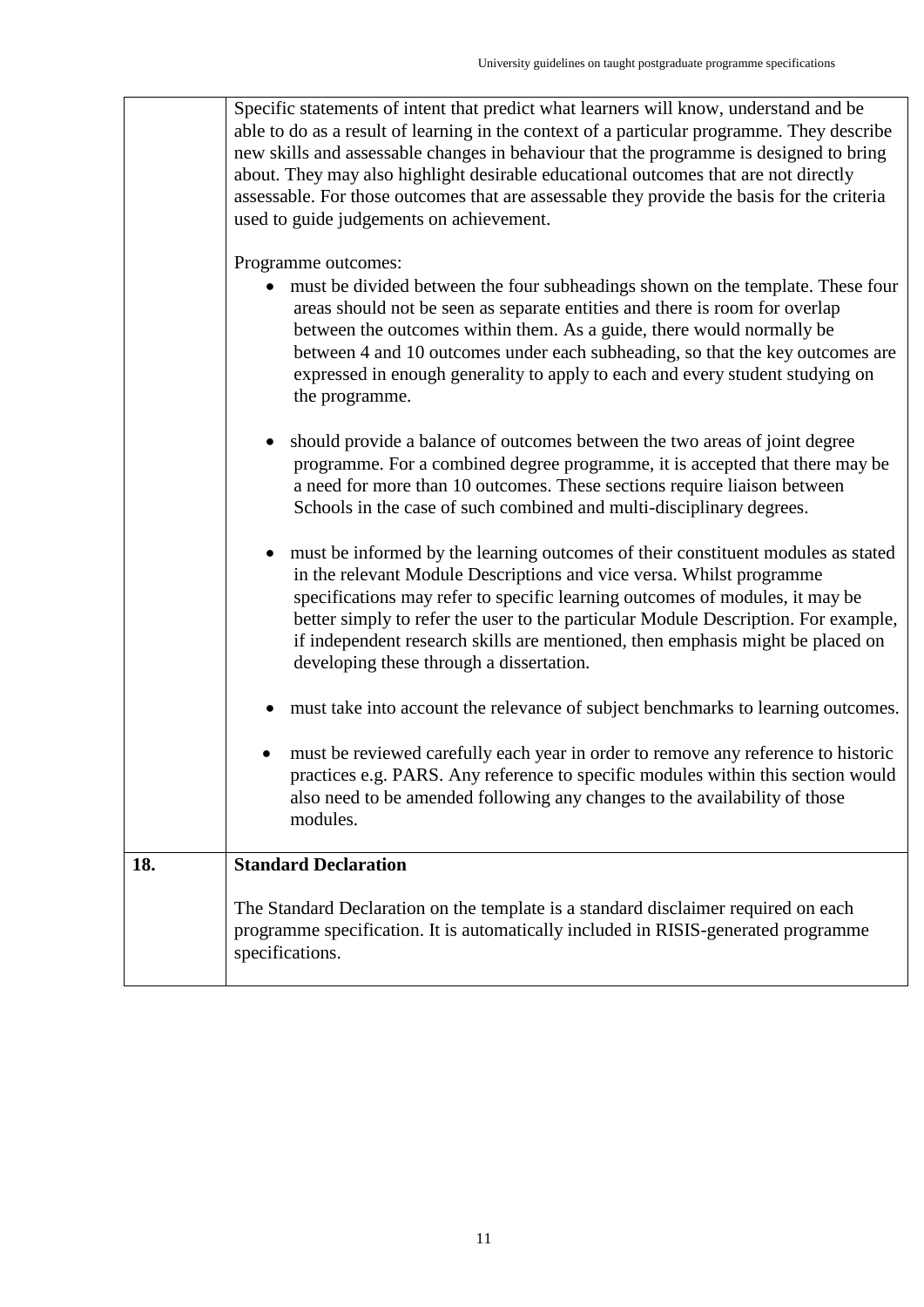| | |
|---|---|
| | Specific statements of intent that predict what learners will know, understand and be able to do as a result of learning in the context of a particular programme. They describe new skills and assessable changes in behaviour that the programme is designed to bring about. They may also highlight desirable educational outcomes that are not directly assessable. For those outcomes that are assessable they provide the basis for the criteria used to guide judgements on achievement.<br><br>Programme outcomes:<br>• must be divided between the four subheadings shown on the template. These four areas should not be seen as separate entities and there is room for overlap between the outcomes within them. As a guide, there would normally be between 4 and 10 outcomes under each subheading, so that the key outcomes are expressed in enough generality to apply to each and every student studying on the programme.<br><br>• should provide a balance of outcomes between the two areas of joint degree programme. For a combined degree programme, it is accepted that there may be a need for more than 10 outcomes. These sections require liaison between Schools in the case of such combined and multi-disciplinary degrees.<br><br>• must be informed by the learning outcomes of their constituent modules as stated in the relevant Module Descriptions and vice versa. Whilst programme specifications may refer to specific learning outcomes of modules, it may be better simply to refer the user to the particular Module Description. For example, if independent research skills are mentioned, then emphasis might be placed on developing these through a dissertation.<br><br>• must take into account the relevance of subject benchmarks to learning outcomes.<br><br>• must be reviewed carefully each year in order to remove any reference to historic practices e.g. PARS. Any reference to specific modules within this section would also need to be amended following any changes to the availability of those modules. |
| **18.** | **Standard Declaration**<br><br>The Standard Declaration on the template is a standard disclaimer required on each programme specification. It is automatically included in RISIS-generated programme specifications. |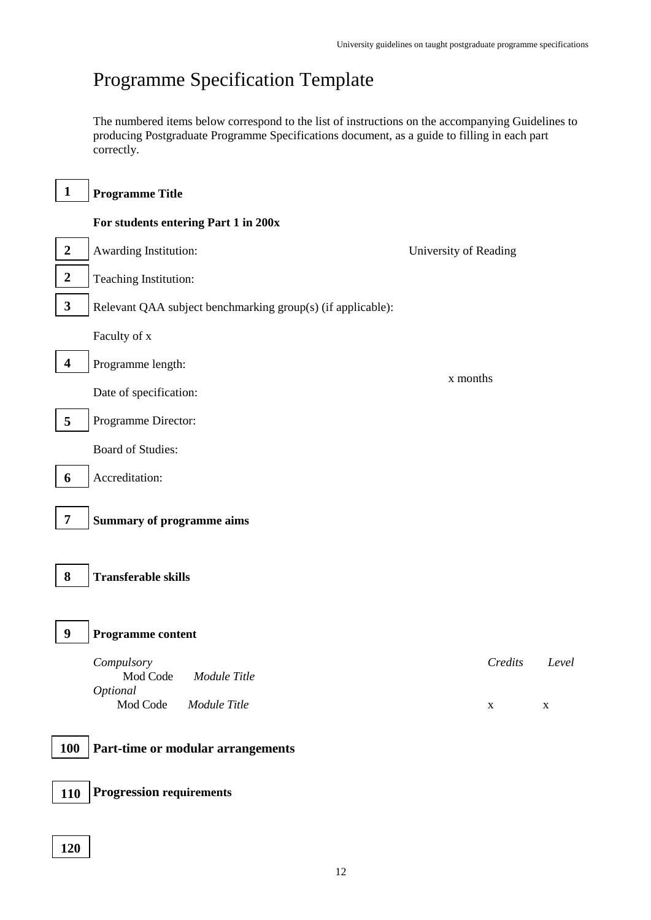# Programme Specification Template

The numbered items below correspond to the list of instructions on the accompanying Guidelines to producing Postgraduate Programme Specifications document, as a guide to filling in each part correctly.

**1** **Programme Title**

**For students entering Part 1 in 200x**

**2** Awarding Institution: University of Reading

**2** Teaching Institution:

**3** Relevant QAA subject benchmarking group(s) (if applicable):

Faculty of x

**4** Programme length: x months

Date of specification:

**5** Programme Director:

Board of Studies:

**6** Accreditation:

**7** **Summary of programme aims**

**8** **Transferable skills**

**9** **Programme content**

| *Compulsory* | | *Credits* | *Level* |
|---|---|---|---|
| Mod Code | *Module Title* | | |
| *Optional* | | | |
| Mod Code | *Module Title* | x | x |

**100** **Part-time or modular arrangements**

**110** **Progression requirements**

**120**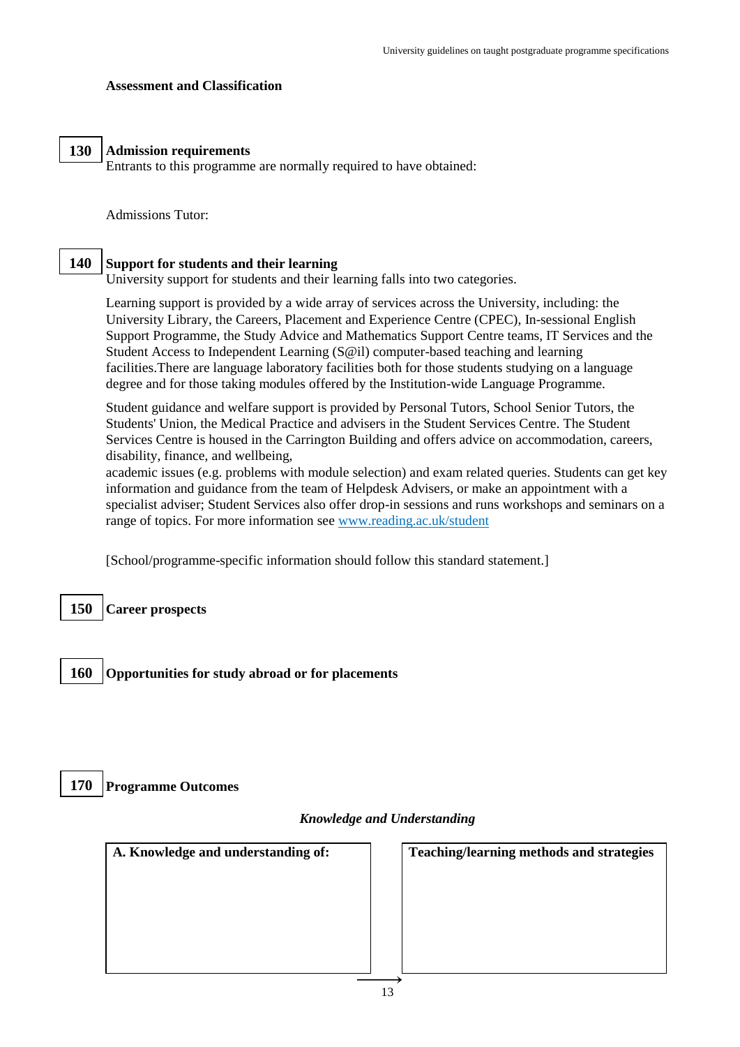**Assessment and Classification**

**130 Admission requirements**

Entrants to this programme are normally required to have obtained:

Admissions Tutor:

**140 Support for students and their learning**

University support for students and their learning falls into two categories.

Learning support is provided by a wide array of services across the University, including: the University Library, the Careers, Placement and Experience Centre (CPEC), In-sessional English Support Programme, the Study Advice and Mathematics Support Centre teams, IT Services and the Student Access to Independent Learning (S@il) computer-based teaching and learning facilities.There are language laboratory facilities both for those students studying on a language degree and for those taking modules offered by the Institution-wide Language Programme.

Student guidance and welfare support is provided by Personal Tutors, School Senior Tutors, the Students' Union, the Medical Practice and advisers in the Student Services Centre. The Student Services Centre is housed in the Carrington Building and offers advice on accommodation, careers, disability, finance, and wellbeing,
academic issues (e.g. problems with module selection) and exam related queries. Students can get key information and guidance from the team of Helpdesk Advisers, or make an appointment with a specialist adviser; Student Services also offer drop-in sessions and runs workshops and seminars on a range of topics. For more information see www.reading.ac.uk/student

[School/programme-specific information should follow this standard statement.]

**150 Career prospects**

**160 Opportunities for study abroad or for placements**

**170 Programme Outcomes**

***Knowledge and Understanding***

| A. Knowledge and understanding of: | Teaching/learning methods and strategies |
|---|---|
| | |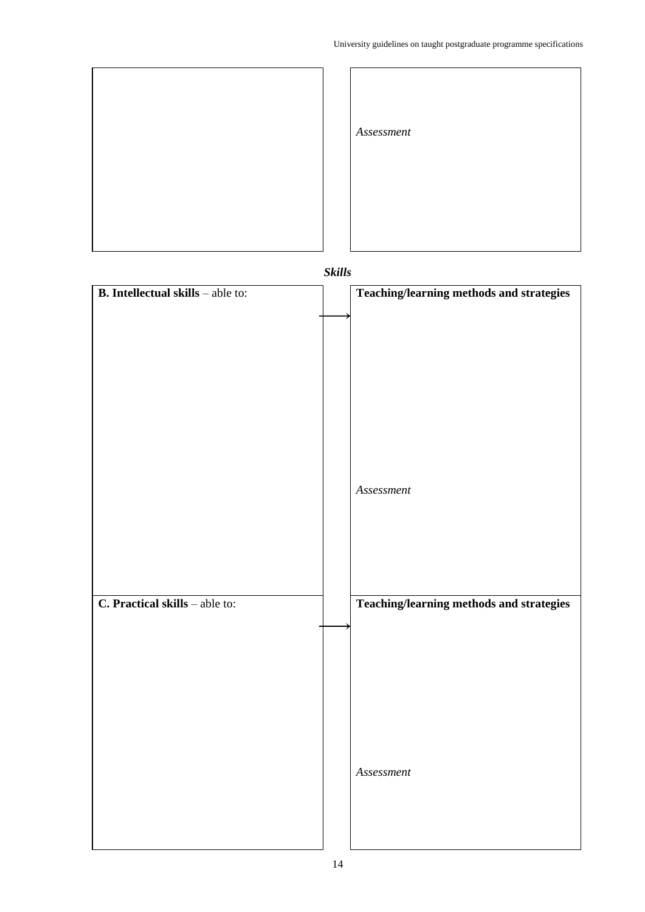| | | |
|---|---|---|
| | | *Assessment* |

***Skills***

| | | |
|---|---|---|
| **B. Intellectual skills** – able to: | → | **Teaching/learning methods and strategies**<br><br>*Assessment* |
| **C. Practical skills** – able to: | → | **Teaching/learning methods and strategies**<br><br>*Assessment* |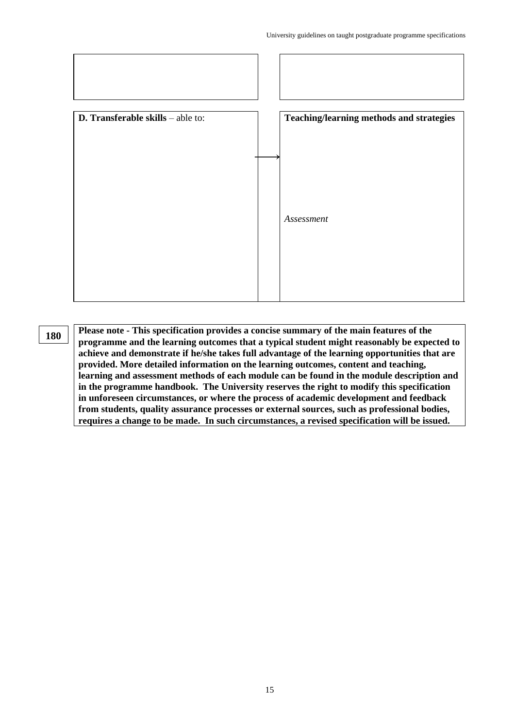| | |
|---|---|
| | |
| **D. Transferable skills** – able to: | **Teaching/learning methods and strategies**<br><br>*Assessment* |

**180**

**Please note - This specification provides a concise summary of the main features of the programme and the learning outcomes that a typical student might reasonably be expected to achieve and demonstrate if he/she takes full advantage of the learning opportunities that are provided. More detailed information on the learning outcomes, content and teaching, learning and assessment methods of each module can be found in the module description and in the programme handbook. The University reserves the right to modify this specification in unforeseen circumstances, or where the process of academic development and feedback from students, quality assurance processes or external sources, such as professional bodies, requires a change to be made. In such circumstances, a revised specification will be issued.**